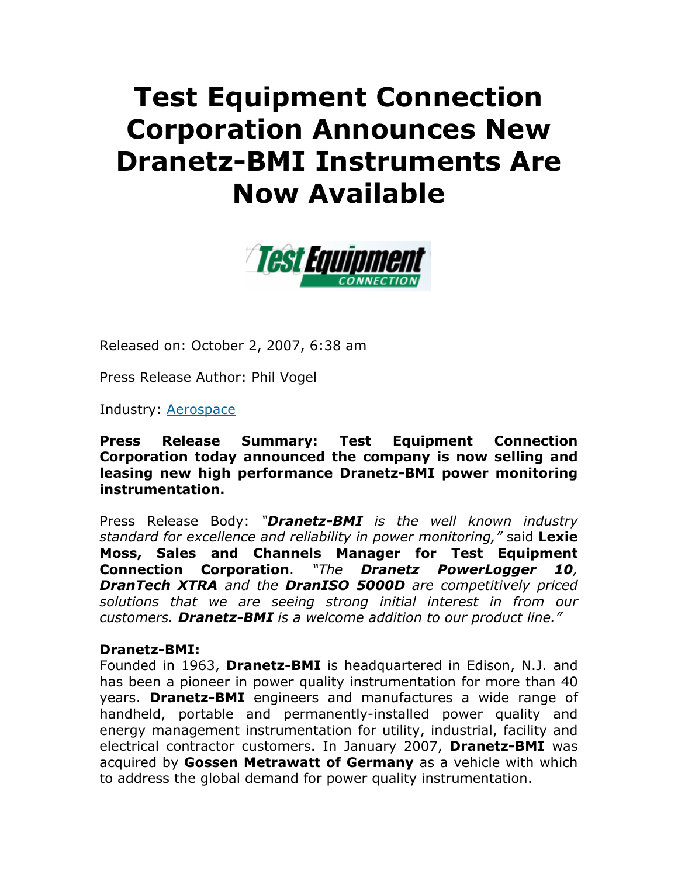# Test Equipment Connection Corporation Announces New Dranetz-BMI Instruments Are Now Available

Released on: October 2, 2007, 6:38 am

Press Release Author: Phil Vogel

Industry: Aerospace

**Press Release Summary: Test Equipment Connection Corporation today announced the company is now selling and leasing new high performance Dranetz-BMI power monitoring instrumentation.**

Press Release Body: *"**Dranetz-BMI** is the well known industry standard for excellence and reliability in power monitoring,"* said **Lexie Moss, Sales and Channels Manager for Test Equipment Connection Corporation**. *"The **Dranetz PowerLogger 10**, **DranTech XTRA** and the **DranISO 5000D** are competitively priced solutions that we are seeing strong initial interest in from our customers. **Dranetz-BMI** is a welcome addition to our product line."*

**Dranetz-BMI:**
Founded in 1963, **Dranetz-BMI** is headquartered in Edison, N.J. and has been a pioneer in power quality instrumentation for more than 40 years. **Dranetz-BMI** engineers and manufactures a wide range of handheld, portable and permanently-installed power quality and energy management instrumentation for utility, industrial, facility and electrical contractor customers. In January 2007, **Dranetz-BMI** was acquired by **Gossen Metrawatt of Germany** as a vehicle with which to address the global demand for power quality instrumentation.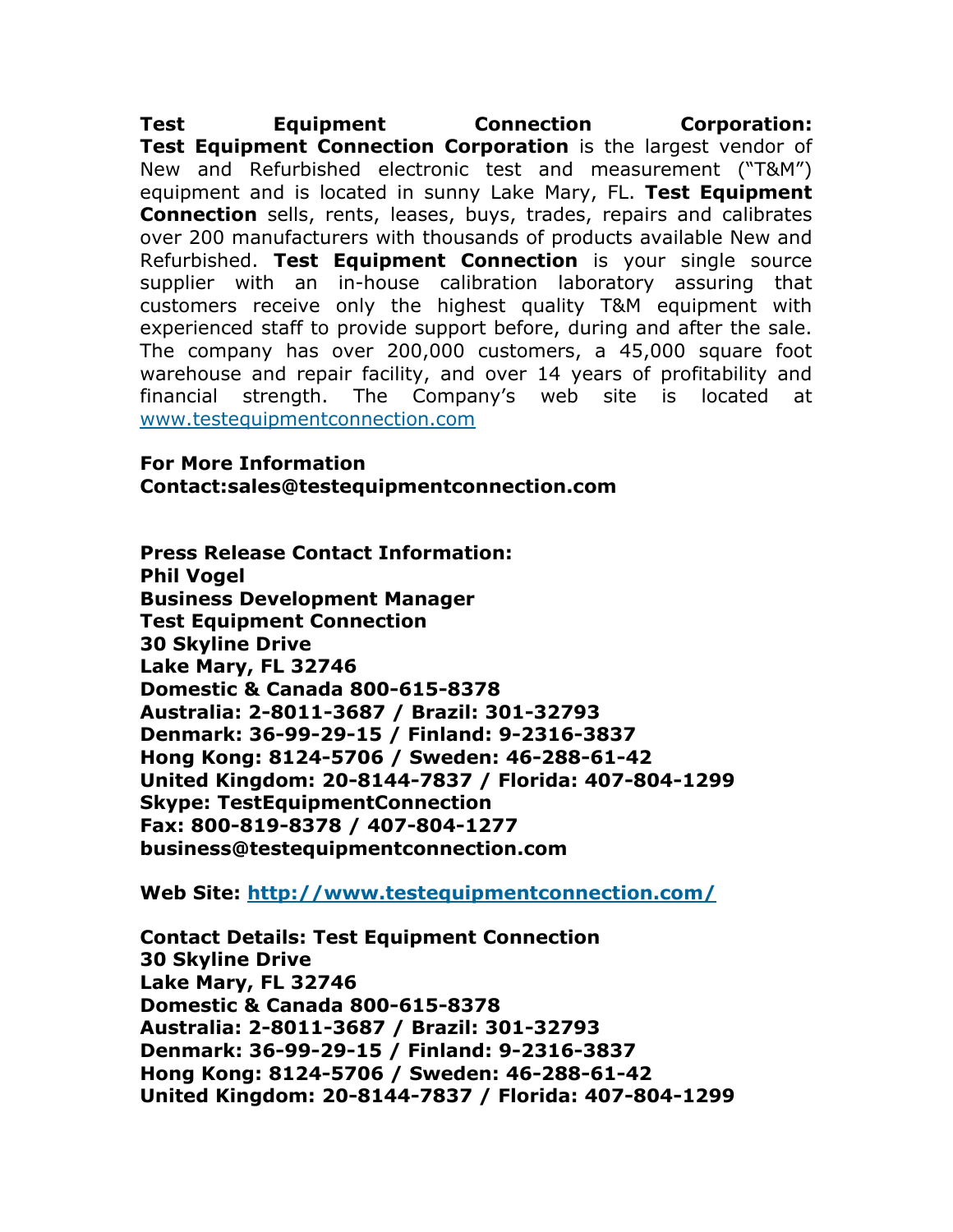**Test Equipment Connection Corporation:**
**Test Equipment Connection Corporation** is the largest vendor of New and Refurbished electronic test and measurement ("T&M") equipment and is located in sunny Lake Mary, FL. **Test Equipment Connection** sells, rents, leases, buys, trades, repairs and calibrates over 200 manufacturers with thousands of products available New and Refurbished. **Test Equipment Connection** is your single source supplier with an in-house calibration laboratory assuring that customers receive only the highest quality T&M equipment with experienced staff to provide support before, during and after the sale. The company has over 200,000 customers, a 45,000 square foot warehouse and repair facility, and over 14 years of profitability and financial strength. The Company's web site is located at [www.testequipmentconnection.com](http://www.testequipmentconnection.com)

**For More Information**
**Contact:sales@testequipmentconnection.com**

**Press Release Contact Information:**
**Phil Vogel**
**Business Development Manager**
**Test Equipment Connection**
**30 Skyline Drive**
**Lake Mary, FL 32746**
**Domestic & Canada 800-615-8378**
**Australia: 2-8011-3687 / Brazil: 301-32793**
**Denmark: 36-99-29-15 / Finland: 9-2316-3837**
**Hong Kong: 8124-5706 / Sweden: 46-288-61-42**
**United Kingdom: 20-8144-7837 / Florida: 407-804-1299**
**Skype: TestEquipmentConnection**
**Fax: 800-819-8378 / 407-804-1277**
**business@testequipmentconnection.com**

**Web Site: [http://www.testequipmentconnection.com/](http://www.testequipmentconnection.com/)**

**Contact Details: Test Equipment Connection**
**30 Skyline Drive**
**Lake Mary, FL 32746**
**Domestic & Canada 800-615-8378**
**Australia: 2-8011-3687 / Brazil: 301-32793**
**Denmark: 36-99-29-15 / Finland: 9-2316-3837**
**Hong Kong: 8124-5706 / Sweden: 46-288-61-42**
**United Kingdom: 20-8144-7837 / Florida: 407-804-1299**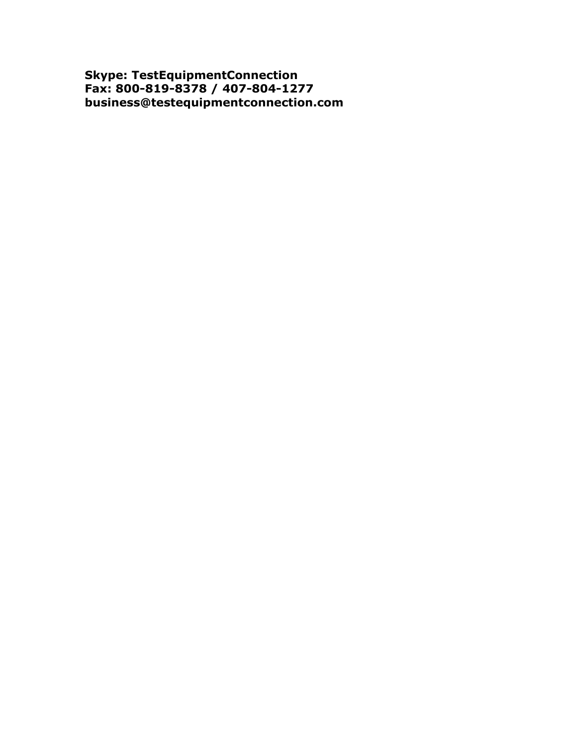**Skype: TestEquipmentConnection**
**Fax: 800-819-8378 / 407-804-1277**
**business@testequipmentconnection.com**